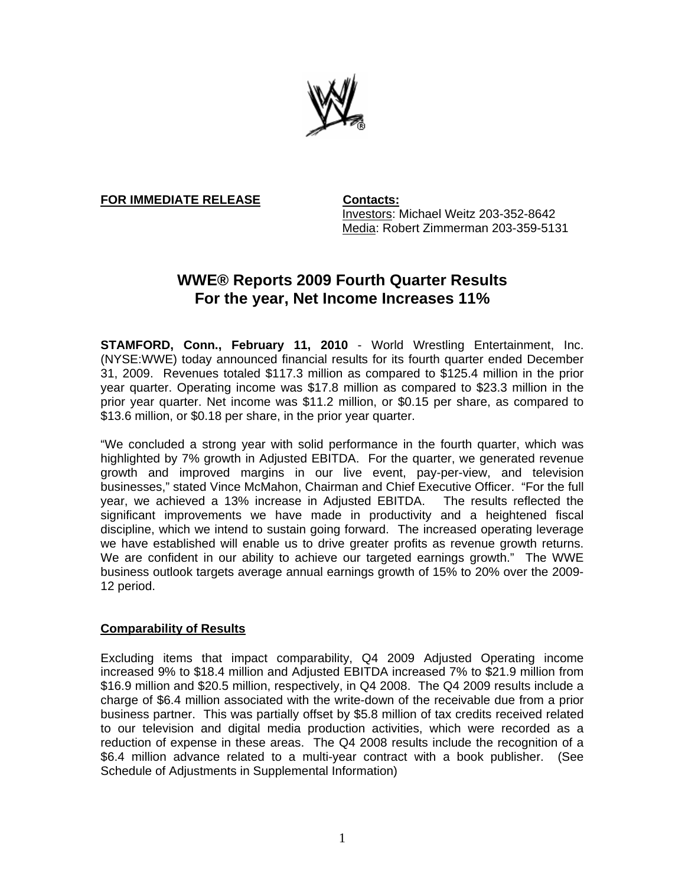**FOR IMMEDIATE RELEASE**

**Contacts:**
Investors: Michael Weitz 203-352-8642
Media: Robert Zimmerman 203-359-5131

# WWE® Reports 2009 Fourth Quarter Results
# For the year, Net Income Increases 11%

**STAMFORD, Conn., February 11, 2010** - World Wrestling Entertainment, Inc. (NYSE:WWE) today announced financial results for its fourth quarter ended December 31, 2009. Revenues totaled $117.3 million as compared to $125.4 million in the prior year quarter. Operating income was $17.8 million as compared to $23.3 million in the prior year quarter. Net income was $11.2 million, or $0.15 per share, as compared to $13.6 million, or $0.18 per share, in the prior year quarter.

"We concluded a strong year with solid performance in the fourth quarter, which was highlighted by 7% growth in Adjusted EBITDA. For the quarter, we generated revenue growth and improved margins in our live event, pay-per-view, and television businesses," stated Vince McMahon, Chairman and Chief Executive Officer. "For the full year, we achieved a 13% increase in Adjusted EBITDA. The results reflected the significant improvements we have made in productivity and a heightened fiscal discipline, which we intend to sustain going forward. The increased operating leverage we have established will enable us to drive greater profits as revenue growth returns. We are confident in our ability to achieve our targeted earnings growth." The WWE business outlook targets average annual earnings growth of 15% to 20% over the 2009-12 period.

**Comparability of Results**

Excluding items that impact comparability, Q4 2009 Adjusted Operating income increased 9% to $18.4 million and Adjusted EBITDA increased 7% to $21.9 million from $16.9 million and $20.5 million, respectively, in Q4 2008. The Q4 2009 results include a charge of $6.4 million associated with the write-down of the receivable due from a prior business partner. This was partially offset by $5.8 million of tax credits received related to our television and digital media production activities, which were recorded as a reduction of expense in these areas. The Q4 2008 results include the recognition of a $6.4 million advance related to a multi-year contract with a book publisher. (See Schedule of Adjustments in Supplemental Information)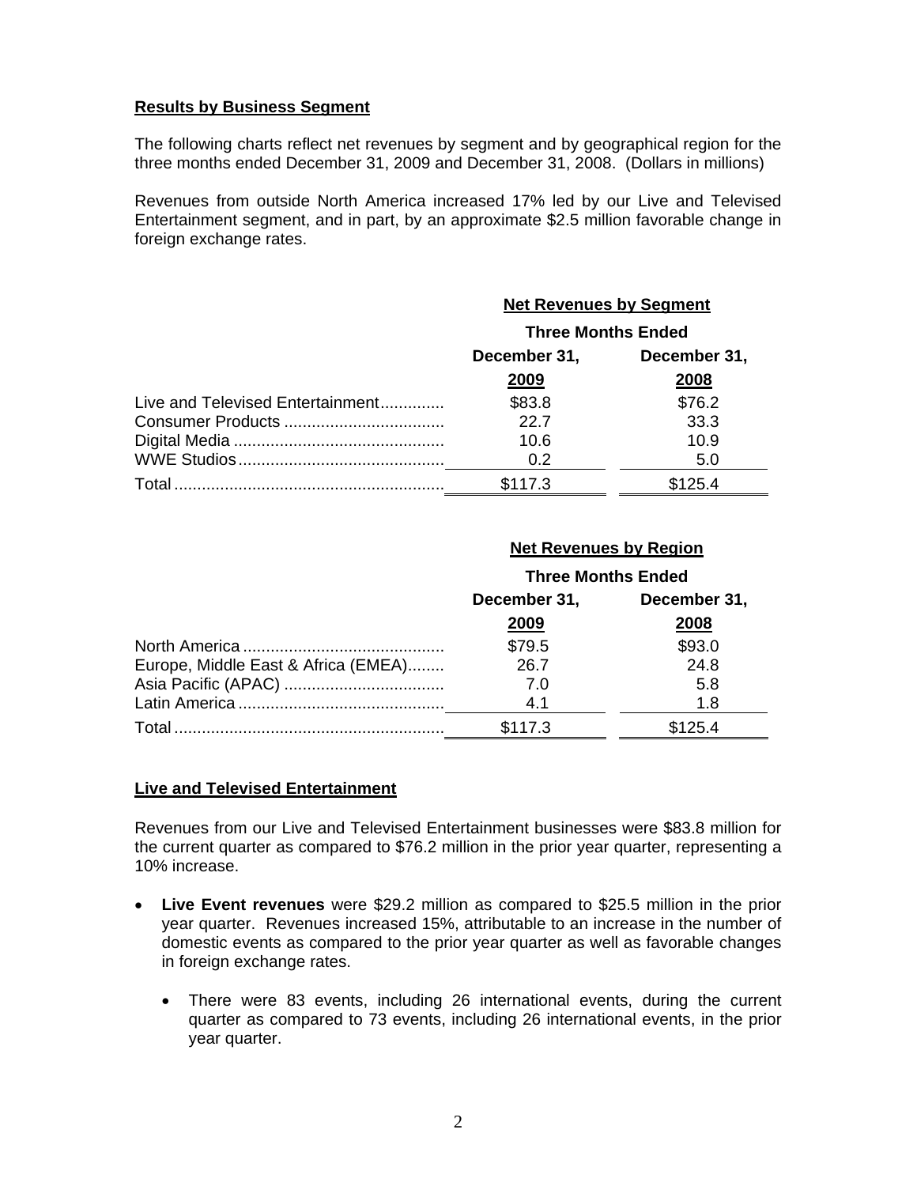## Results by Business Segment

The following charts reflect net revenues by segment and by geographical region for the three months ended December 31, 2009 and December 31, 2008. (Dollars in millions)

Revenues from outside North America increased 17% led by our Live and Televised Entertainment segment, and in part, by an approximate $2.5 million favorable change in foreign exchange rates.

| | Net Revenues by Segment | |
|---|---|---|
| | Three Months Ended | |
| | December 31, 2009 | December 31, 2008 |
| Live and Televised Entertainment | $83.8 | $76.2 |
| Consumer Products | 22.7 | 33.3 |
| Digital Media | 10.6 | 10.9 |
| WWE Studios | 0.2 | 5.0 |
| Total | $117.3 | $125.4 |

| | Net Revenues by Region | |
|---|---|---|
| | Three Months Ended | |
| | December 31, 2009 | December 31, 2008 |
| North America | $79.5 | $93.0 |
| Europe, Middle East & Africa (EMEA) | 26.7 | 24.8 |
| Asia Pacific (APAC) | 7.0 | 5.8 |
| Latin America | 4.1 | 1.8 |
| Total | $117.3 | $125.4 |

## Live and Televised Entertainment

Revenues from our Live and Televised Entertainment businesses were $83.8 million for the current quarter as compared to $76.2 million in the prior year quarter, representing a 10% increase.

- **Live Event revenues** were $29.2 million as compared to $25.5 million in the prior year quarter. Revenues increased 15%, attributable to an increase in the number of domestic events as compared to the prior year quarter as well as favorable changes in foreign exchange rates.
  - There were 83 events, including 26 international events, during the current quarter as compared to 73 events, including 26 international events, in the prior year quarter.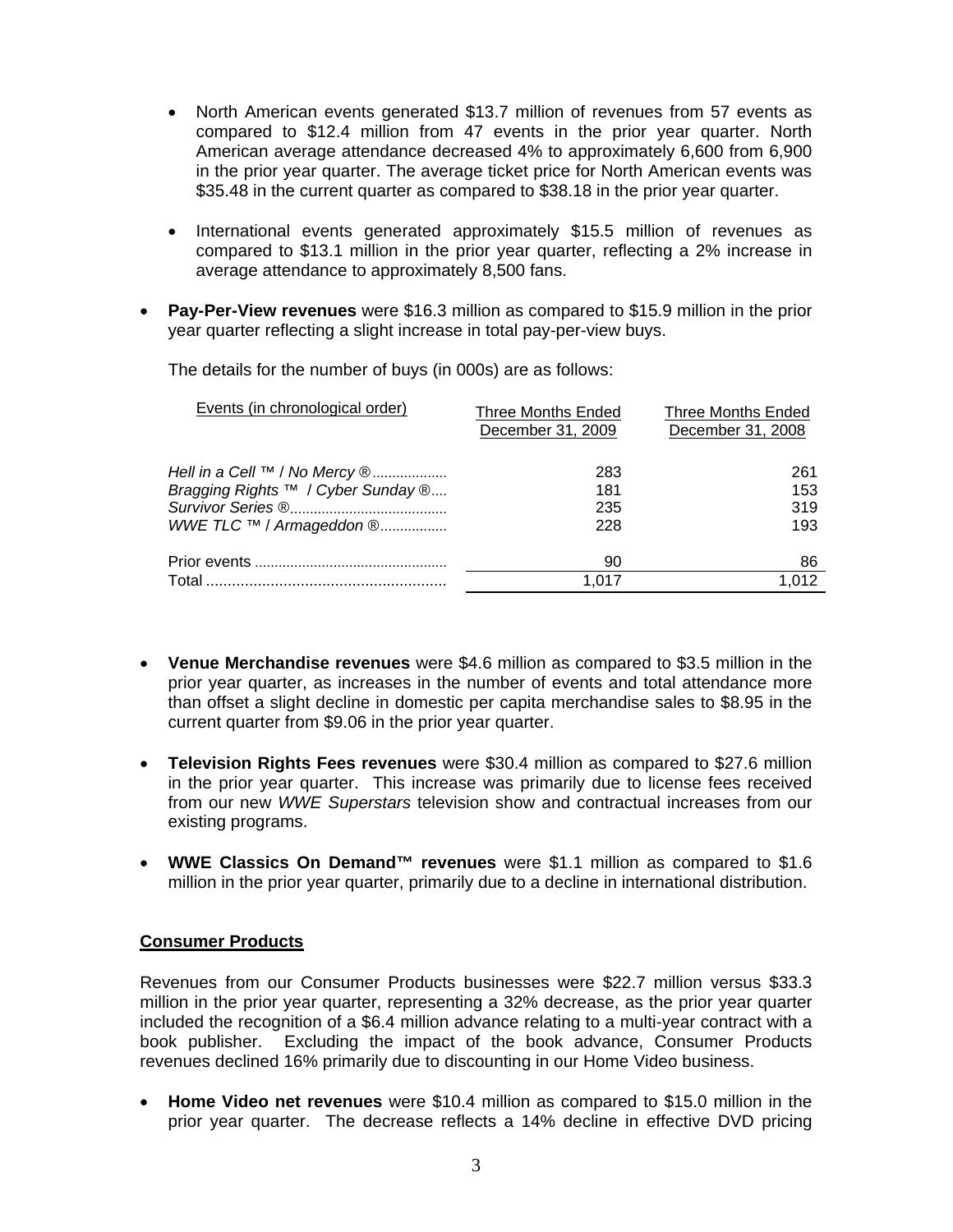- North American events generated $13.7 million of revenues from 57 events as compared to $12.4 million from 47 events in the prior year quarter. North American average attendance decreased 4% to approximately 6,600 from 6,900 in the prior year quarter. The average ticket price for North American events was $35.48 in the current quarter as compared to $38.18 in the prior year quarter.

  - International events generated approximately $15.5 million of revenues as compared to $13.1 million in the prior year quarter, reflecting a 2% increase in average attendance to approximately 8,500 fans.

- **Pay-Per-View revenues** were $16.3 million as compared to $15.9 million in the prior year quarter reflecting a slight increase in total pay-per-view buys.

  The details for the number of buys (in 000s) are as follows:

| Events (in chronological order) | Three Months Ended December 31, 2009 | Three Months Ended December 31, 2008 |
|---|---|---|
| *Hell in a Cell ™ / No Mercy ®* | 283 | 261 |
| *Bragging Rights ™ / Cyber Sunday ®* | 181 | 153 |
| *Survivor Series ®* | 235 | 319 |
| *WWE TLC ™ / Armageddon ®* | 228 | 193 |
| Prior events | 90 | 86 |
| Total | 1,017 | 1,012 |

- **Venue Merchandise revenues** were $4.6 million as compared to $3.5 million in the prior year quarter, as increases in the number of events and total attendance more than offset a slight decline in domestic per capita merchandise sales to $8.95 in the current quarter from $9.06 in the prior year quarter.

- **Television Rights Fees revenues** were $30.4 million as compared to $27.6 million in the prior year quarter. This increase was primarily due to license fees received from our new *WWE Superstars* television show and contractual increases from our existing programs.

- **WWE Classics On Demand™ revenues** were $1.1 million as compared to $1.6 million in the prior year quarter, primarily due to a decline in international distribution.

**Consumer Products**

Revenues from our Consumer Products businesses were $22.7 million versus $33.3 million in the prior year quarter, representing a 32% decrease, as the prior year quarter included the recognition of a $6.4 million advance relating to a multi-year contract with a book publisher. Excluding the impact of the book advance, Consumer Products revenues declined 16% primarily due to discounting in our Home Video business.

- **Home Video net revenues** were $10.4 million as compared to $15.0 million in the prior year quarter. The decrease reflects a 14% decline in effective DVD pricing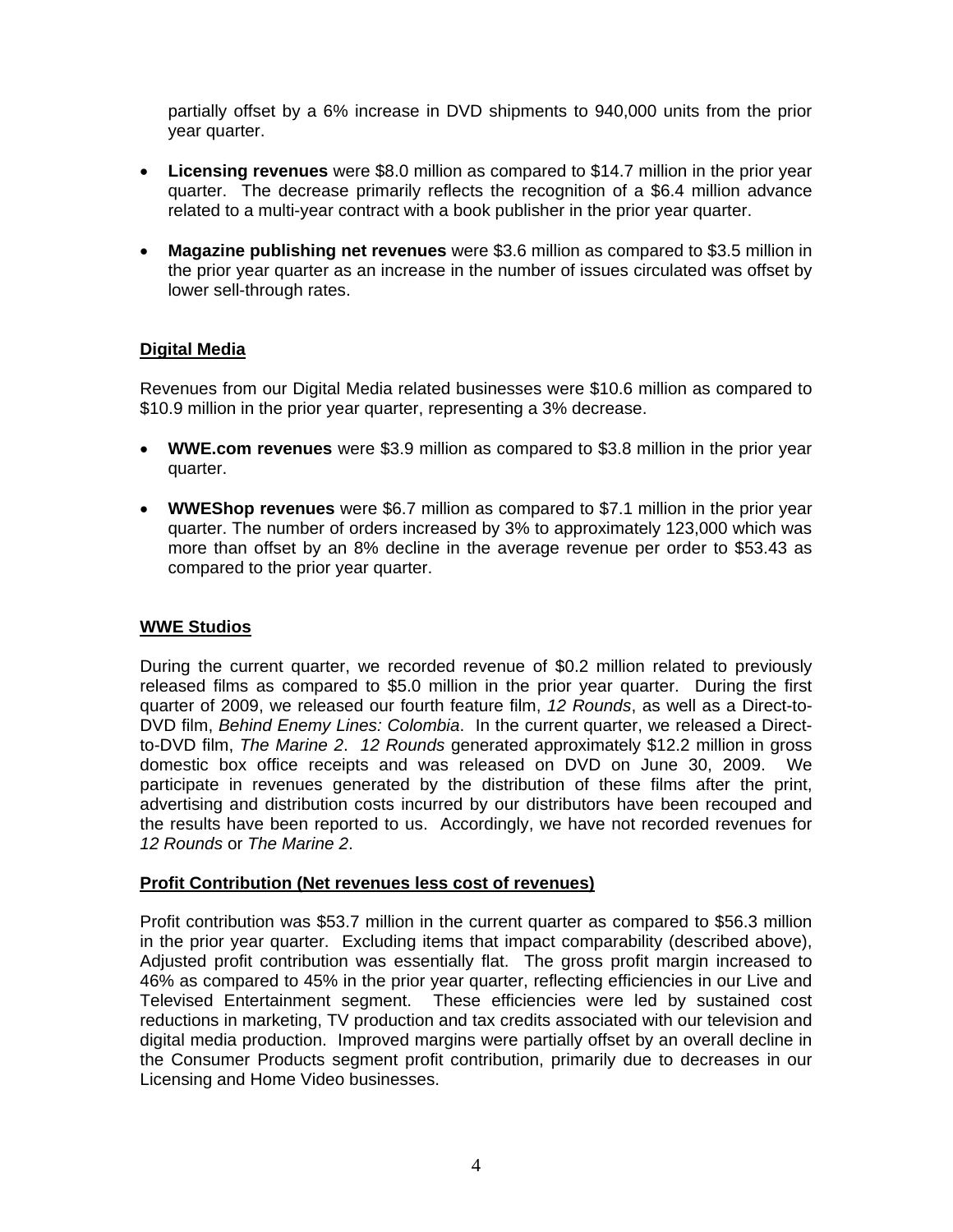partially offset by a 6% increase in DVD shipments to 940,000 units from the prior year quarter.

- **Licensing revenues** were $8.0 million as compared to $14.7 million in the prior year quarter. The decrease primarily reflects the recognition of a $6.4 million advance related to a multi-year contract with a book publisher in the prior year quarter.
- **Magazine publishing net revenues** were $3.6 million as compared to $3.5 million in the prior year quarter as an increase in the number of issues circulated was offset by lower sell-through rates.

## Digital Media

Revenues from our Digital Media related businesses were $10.6 million as compared to $10.9 million in the prior year quarter, representing a 3% decrease.

- **WWE.com revenues** were $3.9 million as compared to $3.8 million in the prior year quarter.
- **WWEShop revenues** were $6.7 million as compared to $7.1 million in the prior year quarter. The number of orders increased by 3% to approximately 123,000 which was more than offset by an 8% decline in the average revenue per order to $53.43 as compared to the prior year quarter.

## WWE Studios

During the current quarter, we recorded revenue of $0.2 million related to previously released films as compared to $5.0 million in the prior year quarter. During the first quarter of 2009, we released our fourth feature film, *12 Rounds*, as well as a Direct-to-DVD film, *Behind Enemy Lines: Colombia*. In the current quarter, we released a Direct-to-DVD film, *The Marine 2*. *12 Rounds* generated approximately $12.2 million in gross domestic box office receipts and was released on DVD on June 30, 2009. We participate in revenues generated by the distribution of these films after the print, advertising and distribution costs incurred by our distributors have been recouped and the results have been reported to us. Accordingly, we have not recorded revenues for *12 Rounds* or *The Marine 2*.

## Profit Contribution (Net revenues less cost of revenues)

Profit contribution was $53.7 million in the current quarter as compared to $56.3 million in the prior year quarter. Excluding items that impact comparability (described above), Adjusted profit contribution was essentially flat. The gross profit margin increased to 46% as compared to 45% in the prior year quarter, reflecting efficiencies in our Live and Televised Entertainment segment. These efficiencies were led by sustained cost reductions in marketing, TV production and tax credits associated with our television and digital media production. Improved margins were partially offset by an overall decline in the Consumer Products segment profit contribution, primarily due to decreases in our Licensing and Home Video businesses.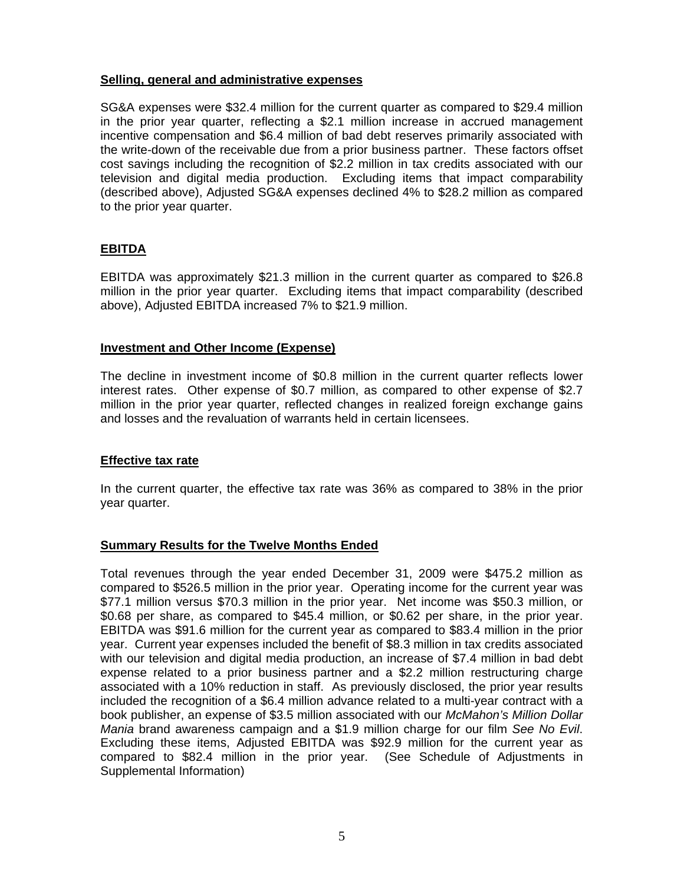**Selling, general and administrative expenses**

SG&A expenses were $32.4 million for the current quarter as compared to $29.4 million in the prior year quarter, reflecting a $2.1 million increase in accrued management incentive compensation and $6.4 million of bad debt reserves primarily associated with the write-down of the receivable due from a prior business partner. These factors offset cost savings including the recognition of $2.2 million in tax credits associated with our television and digital media production. Excluding items that impact comparability (described above), Adjusted SG&A expenses declined 4% to $28.2 million as compared to the prior year quarter.

**EBITDA**

EBITDA was approximately $21.3 million in the current quarter as compared to $26.8 million in the prior year quarter. Excluding items that impact comparability (described above), Adjusted EBITDA increased 7% to $21.9 million.

**Investment and Other Income (Expense)**

The decline in investment income of $0.8 million in the current quarter reflects lower interest rates. Other expense of $0.7 million, as compared to other expense of $2.7 million in the prior year quarter, reflected changes in realized foreign exchange gains and losses and the revaluation of warrants held in certain licensees.

**Effective tax rate**

In the current quarter, the effective tax rate was 36% as compared to 38% in the prior year quarter.

**Summary Results for the Twelve Months Ended**

Total revenues through the year ended December 31, 2009 were $475.2 million as compared to $526.5 million in the prior year. Operating income for the current year was $77.1 million versus $70.3 million in the prior year. Net income was $50.3 million, or $0.68 per share, as compared to $45.4 million, or $0.62 per share, in the prior year. EBITDA was $91.6 million for the current year as compared to $83.4 million in the prior year. Current year expenses included the benefit of $8.3 million in tax credits associated with our television and digital media production, an increase of $7.4 million in bad debt expense related to a prior business partner and a $2.2 million restructuring charge associated with a 10% reduction in staff. As previously disclosed, the prior year results included the recognition of a $6.4 million advance related to a multi-year contract with a book publisher, an expense of $3.5 million associated with our *McMahon's Million Dollar Mania* brand awareness campaign and a $1.9 million charge for our film *See No Evil*. Excluding these items, Adjusted EBITDA was $92.9 million for the current year as compared to $82.4 million in the prior year. (See Schedule of Adjustments in Supplemental Information)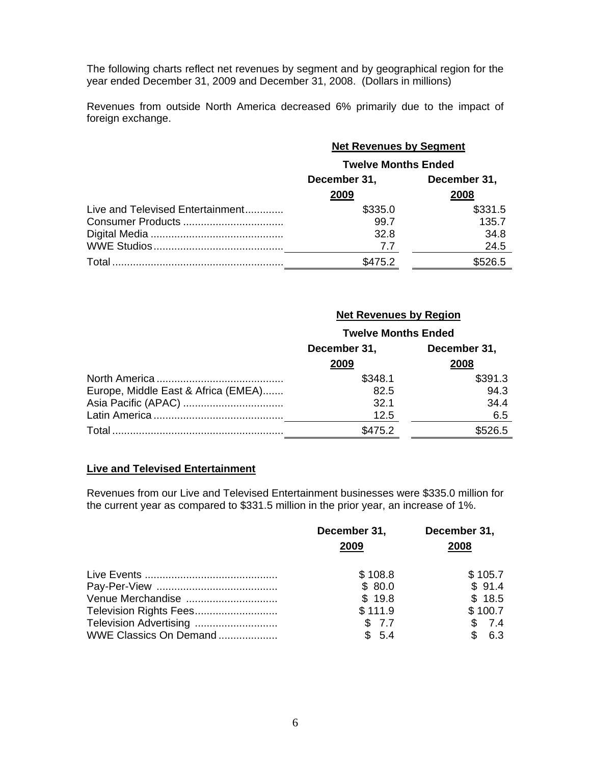The following charts reflect net revenues by segment and by geographical region for the year ended December 31, 2009 and December 31, 2008. (Dollars in millions)

Revenues from outside North America decreased 6% primarily due to the impact of foreign exchange.

**Net Revenues by Segment**

| | Twelve Months Ended | |
|---|---|---|
| | December 31, 2009 | December 31, 2008 |
| Live and Televised Entertainment | $335.0 | $331.5 |
| Consumer Products | 99.7 | 135.7 |
| Digital Media | 32.8 | 34.8 |
| WWE Studios | 7.7 | 24.5 |
| Total | $475.2 | $526.5 |

**Net Revenues by Region**

| | Twelve Months Ended | |
|---|---|---|
| | December 31, 2009 | December 31, 2008 |
| North America | $348.1 | $391.3 |
| Europe, Middle East & Africa (EMEA) | 82.5 | 94.3 |
| Asia Pacific (APAC) | 32.1 | 34.4 |
| Latin America | 12.5 | 6.5 |
| Total | $475.2 | $526.5 |

## Live and Televised Entertainment

Revenues from our Live and Televised Entertainment businesses were $335.0 million for the current year as compared to $331.5 million in the prior year, an increase of 1%.

| | December 31, 2009 | December 31, 2008 |
|---|---|---|
| Live Events | $ 108.8 | $ 105.7 |
| Pay-Per-View | $ 80.0 | $ 91.4 |
| Venue Merchandise | $ 19.8 | $ 18.5 |
| Television Rights Fees | $ 111.9 | $ 100.7 |
| Television Advertising | $ 7.7 | $ 7.4 |
| WWE Classics On Demand | $ 5.4 | $ 6.3 |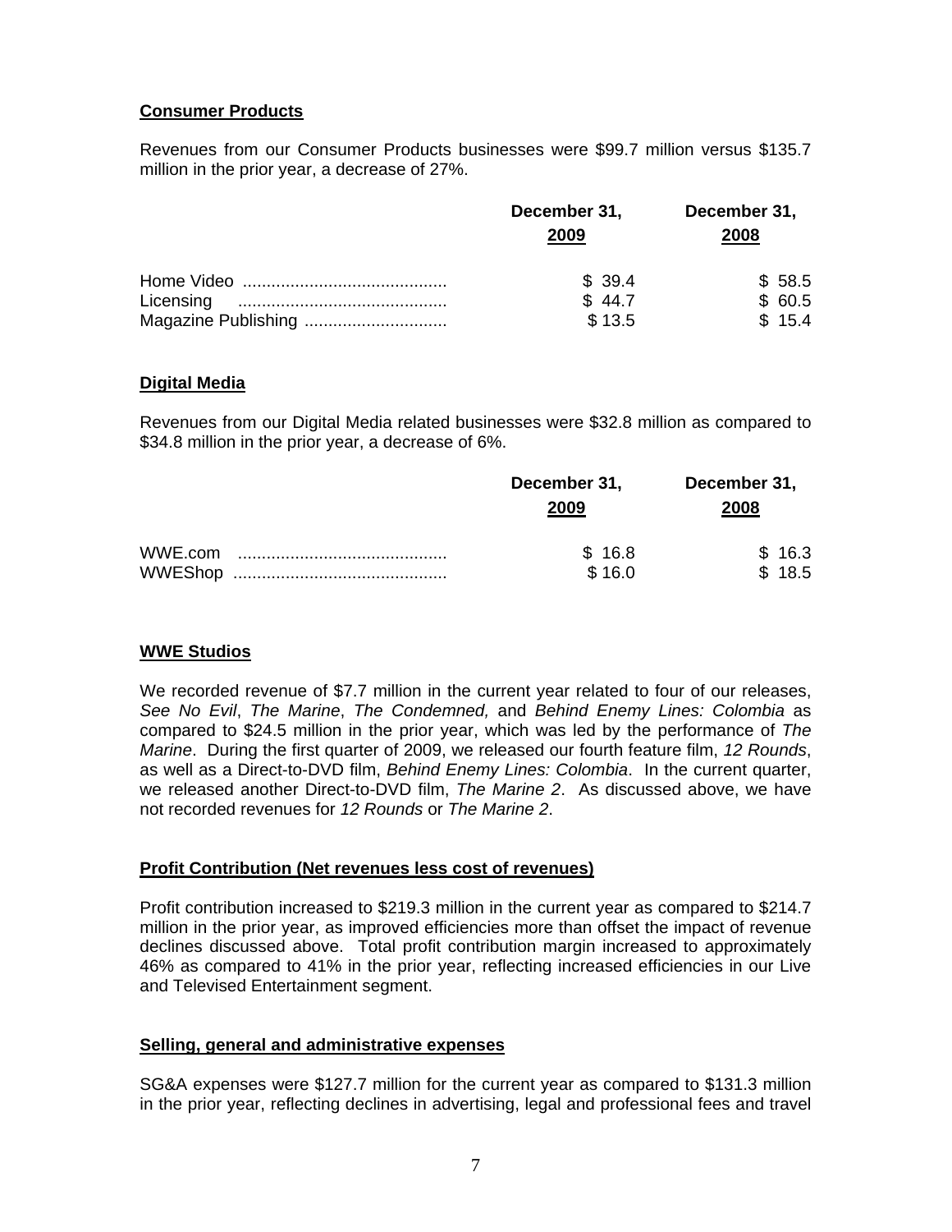**Consumer Products**

Revenues from our Consumer Products businesses were $99.7 million versus $135.7 million in the prior year, a decrease of 27%.

| | December 31, 2009 | December 31, 2008 |
|---|---|---|
| Home Video .......................................... | $ 39.4 | $ 58.5 |
| Licensing ........................................... | $ 44.7 | $ 60.5 |
| Magazine Publishing ............................. | $ 13.5 | $ 15.4 |

**Digital Media**

Revenues from our Digital Media related businesses were $32.8 million as compared to $34.8 million in the prior year, a decrease of 6%.

| | December 31, 2009 | December 31, 2008 |
|---|---|---|
| WWE.com ........................................... | $ 16.8 | $ 16.3 |
| WWEShop ............................................ | $ 16.0 | $ 18.5 |

**WWE Studios**

We recorded revenue of $7.7 million in the current year related to four of our releases, *See No Evil*, *The Marine*, *The Condemned,* and *Behind Enemy Lines: Colombia* as compared to $24.5 million in the prior year, which was led by the performance of *The Marine*. During the first quarter of 2009, we released our fourth feature film, *12 Rounds*, as well as a Direct-to-DVD film, *Behind Enemy Lines: Colombia*. In the current quarter, we released another Direct-to-DVD film, *The Marine 2*. As discussed above, we have not recorded revenues for *12 Rounds* or *The Marine 2*.

**Profit Contribution (Net revenues less cost of revenues)**

Profit contribution increased to $219.3 million in the current year as compared to $214.7 million in the prior year, as improved efficiencies more than offset the impact of revenue declines discussed above. Total profit contribution margin increased to approximately 46% as compared to 41% in the prior year, reflecting increased efficiencies in our Live and Televised Entertainment segment.

**Selling, general and administrative expenses**

SG&A expenses were $127.7 million for the current year as compared to $131.3 million in the prior year, reflecting declines in advertising, legal and professional fees and travel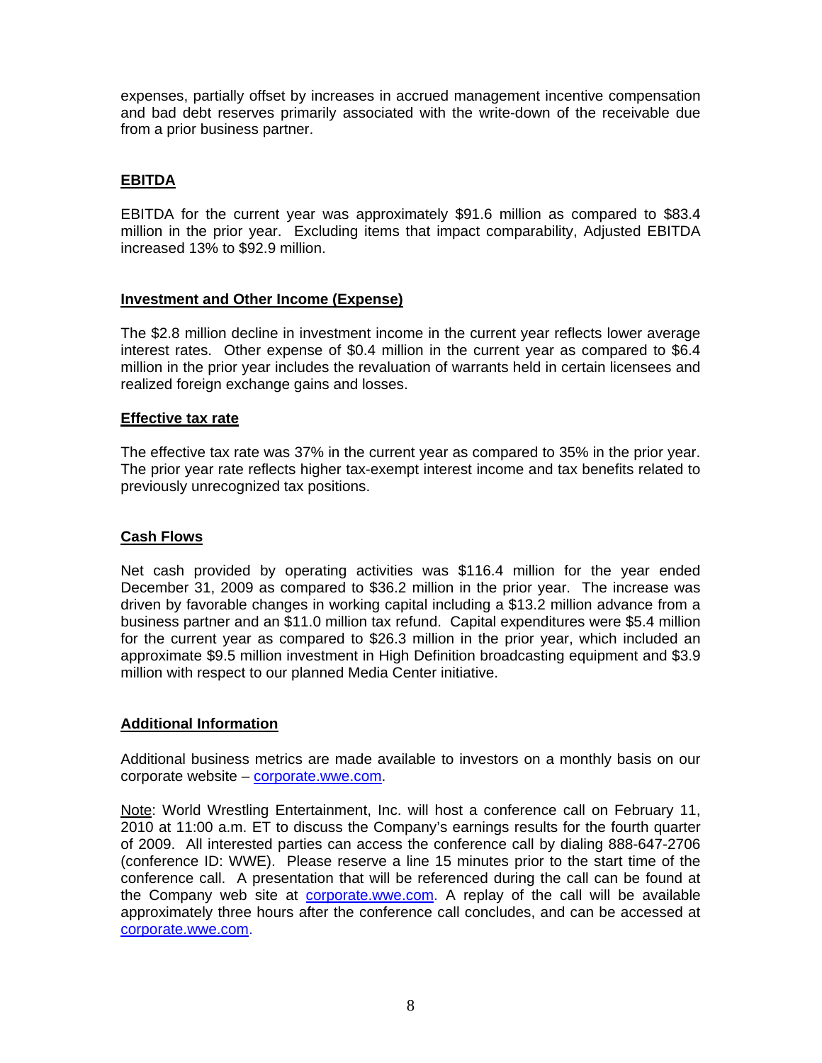expenses, partially offset by increases in accrued management incentive compensation and bad debt reserves primarily associated with the write-down of the receivable due from a prior business partner.

## EBITDA

EBITDA for the current year was approximately $91.6 million as compared to $83.4 million in the prior year. Excluding items that impact comparability, Adjusted EBITDA increased 13% to $92.9 million.

## Investment and Other Income (Expense)

The $2.8 million decline in investment income in the current year reflects lower average interest rates. Other expense of $0.4 million in the current year as compared to $6.4 million in the prior year includes the revaluation of warrants held in certain licensees and realized foreign exchange gains and losses.

## Effective tax rate

The effective tax rate was 37% in the current year as compared to 35% in the prior year. The prior year rate reflects higher tax-exempt interest income and tax benefits related to previously unrecognized tax positions.

## Cash Flows

Net cash provided by operating activities was $116.4 million for the year ended December 31, 2009 as compared to $36.2 million in the prior year. The increase was driven by favorable changes in working capital including a $13.2 million advance from a business partner and an $11.0 million tax refund. Capital expenditures were $5.4 million for the current year as compared to $26.3 million in the prior year, which included an approximate $9.5 million investment in High Definition broadcasting equipment and $3.9 million with respect to our planned Media Center initiative.

## Additional Information

Additional business metrics are made available to investors on a monthly basis on our corporate website – corporate.wwe.com.

Note: World Wrestling Entertainment, Inc. will host a conference call on February 11, 2010 at 11:00 a.m. ET to discuss the Company's earnings results for the fourth quarter of 2009. All interested parties can access the conference call by dialing 888-647-2706 (conference ID: WWE). Please reserve a line 15 minutes prior to the start time of the conference call. A presentation that will be referenced during the call can be found at the Company web site at corporate.wwe.com. A replay of the call will be available approximately three hours after the conference call concludes, and can be accessed at corporate.wwe.com.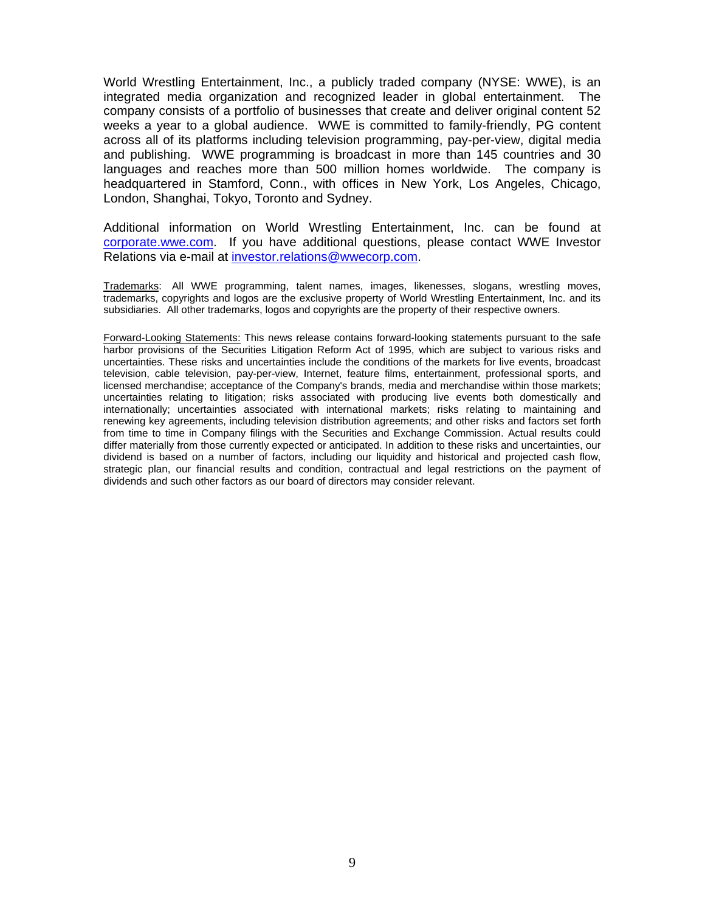World Wrestling Entertainment, Inc., a publicly traded company (NYSE: WWE), is an integrated media organization and recognized leader in global entertainment. The company consists of a portfolio of businesses that create and deliver original content 52 weeks a year to a global audience. WWE is committed to family-friendly, PG content across all of its platforms including television programming, pay-per-view, digital media and publishing. WWE programming is broadcast in more than 145 countries and 30 languages and reaches more than 500 million homes worldwide. The company is headquartered in Stamford, Conn., with offices in New York, Los Angeles, Chicago, London, Shanghai, Tokyo, Toronto and Sydney.

Additional information on World Wrestling Entertainment, Inc. can be found at [corporate.wwe.com](corporate.wwe.com). If you have additional questions, please contact WWE Investor Relations via e-mail at [investor.relations@wwecorp.com](mailto:investor.relations@wwecorp.com).

Trademarks: All WWE programming, talent names, images, likenesses, slogans, wrestling moves, trademarks, copyrights and logos are the exclusive property of World Wrestling Entertainment, Inc. and its subsidiaries. All other trademarks, logos and copyrights are the property of their respective owners.

Forward-Looking Statements: This news release contains forward-looking statements pursuant to the safe harbor provisions of the Securities Litigation Reform Act of 1995, which are subject to various risks and uncertainties. These risks and uncertainties include the conditions of the markets for live events, broadcast television, cable television, pay-per-view, Internet, feature films, entertainment, professional sports, and licensed merchandise; acceptance of the Company's brands, media and merchandise within those markets; uncertainties relating to litigation; risks associated with producing live events both domestically and internationally; uncertainties associated with international markets; risks relating to maintaining and renewing key agreements, including television distribution agreements; and other risks and factors set forth from time to time in Company filings with the Securities and Exchange Commission. Actual results could differ materially from those currently expected or anticipated. In addition to these risks and uncertainties, our dividend is based on a number of factors, including our liquidity and historical and projected cash flow, strategic plan, our financial results and condition, contractual and legal restrictions on the payment of dividends and such other factors as our board of directors may consider relevant.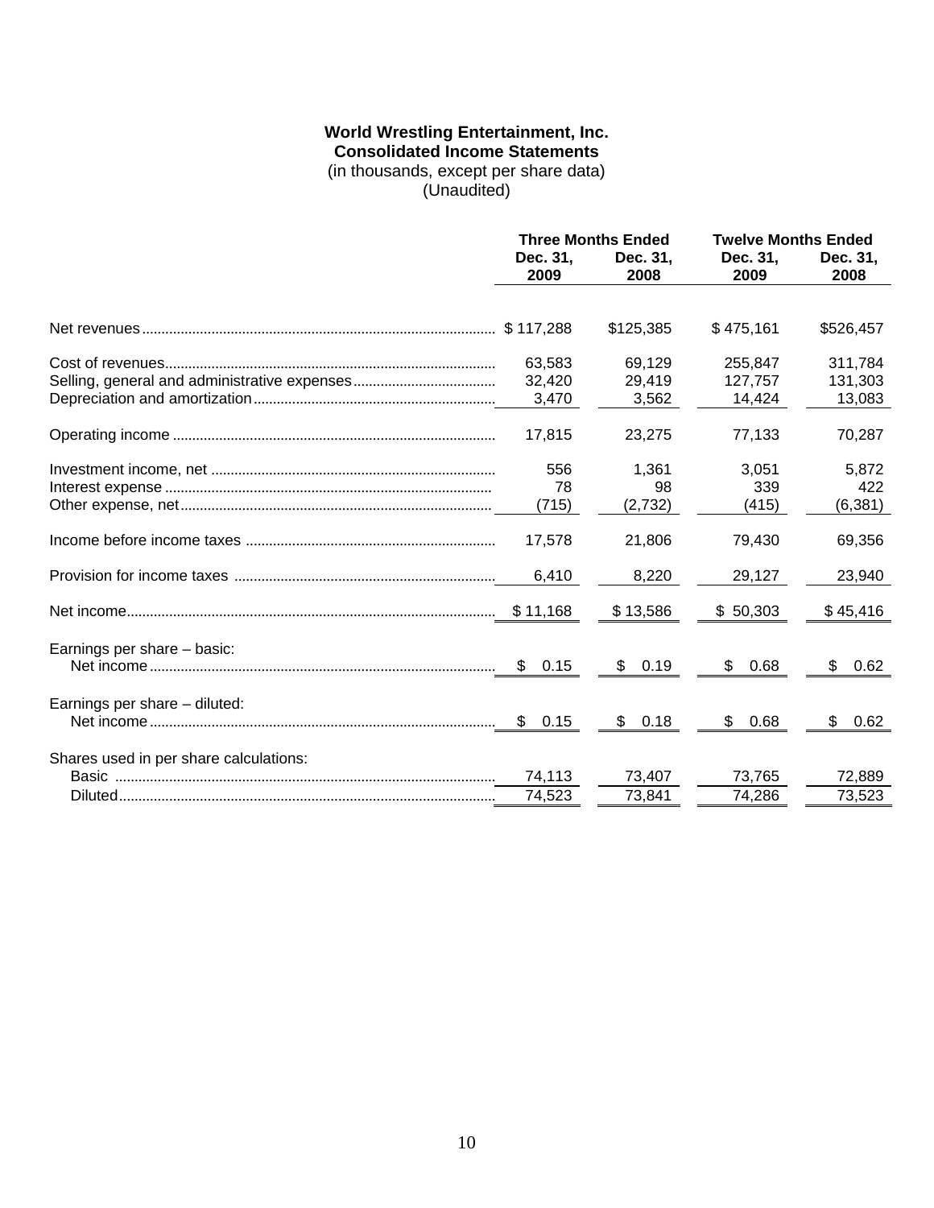**World Wrestling Entertainment, Inc.**
**Consolidated Income Statements**
(in thousands, except per share data)
(Unaudited)

| | Three Months Ended | | Twelve Months Ended | |
|---|---|---|---|---|
| | Dec. 31, 2009 | Dec. 31, 2008 | Dec. 31, 2009 | Dec. 31, 2008 |
| Net revenues | $ 117,288 | $125,385 | $ 475,161 | $526,457 |
| Cost of revenues | 63,583 | 69,129 | 255,847 | 311,784 |
| Selling, general and administrative expenses | 32,420 | 29,419 | 127,757 | 131,303 |
| Depreciation and amortization | 3,470 | 3,562 | 14,424 | 13,083 |
| Operating income | 17,815 | 23,275 | 77,133 | 70,287 |
| Investment income, net | 556 | 1,361 | 3,051 | 5,872 |
| Interest expense | 78 | 98 | 339 | 422 |
| Other expense, net | (715) | (2,732) | (415) | (6,381) |
| Income before income taxes | 17,578 | 21,806 | 79,430 | 69,356 |
| Provision for income taxes | 6,410 | 8,220 | 29,127 | 23,940 |
| Net income | $ 11,168 | $ 13,586 | $ 50,303 | $ 45,416 |
| Earnings per share – basic: | | | | |
| Net income | $ 0.15 | $ 0.19 | $ 0.68 | $ 0.62 |
| Earnings per share – diluted: | | | | |
| Net income | $ 0.15 | $ 0.18 | $ 0.68 | $ 0.62 |
| Shares used in per share calculations: | | | | |
| Basic | 74,113 | 73,407 | 73,765 | 72,889 |
| Diluted | 74,523 | 73,841 | 74,286 | 73,523 |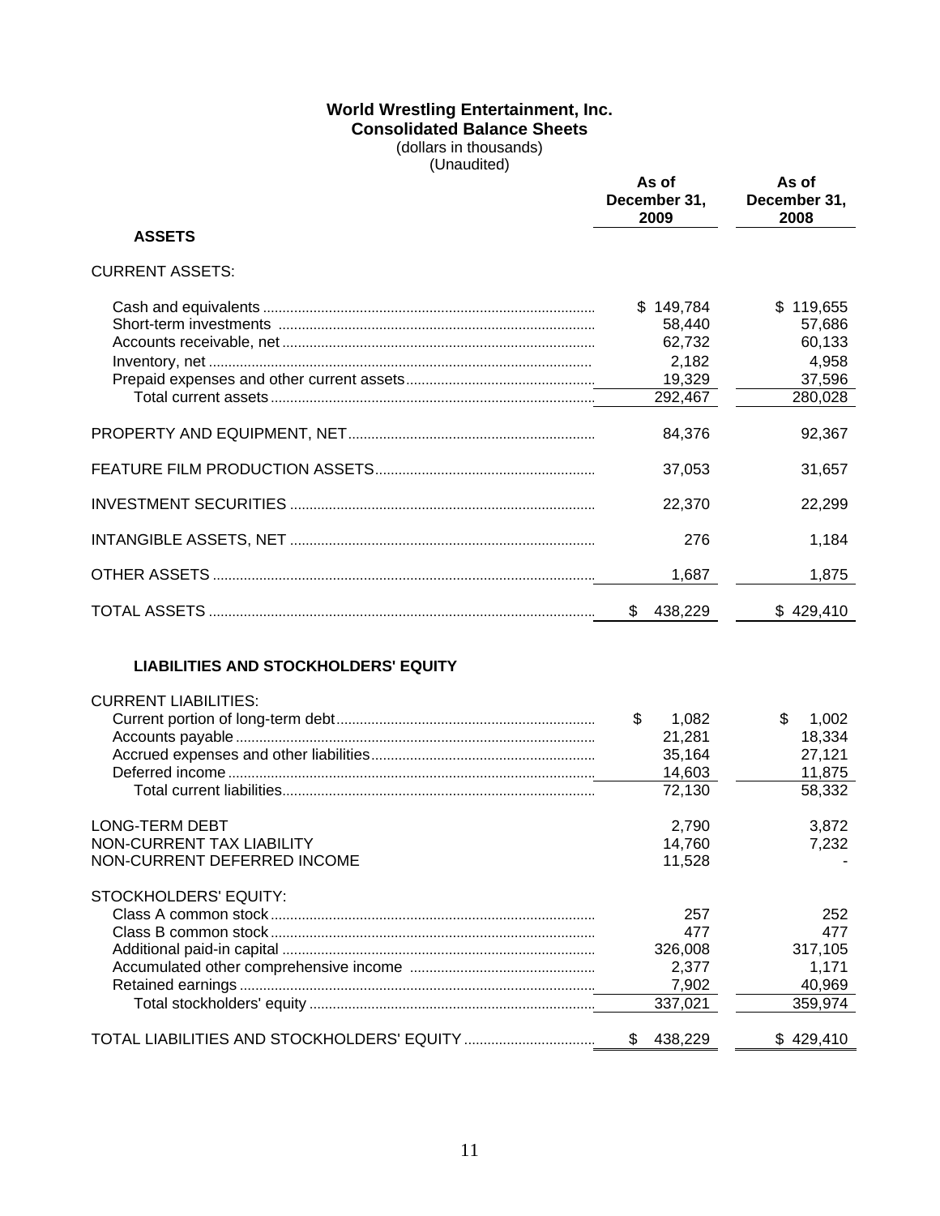# World Wrestling Entertainment, Inc.
## Consolidated Balance Sheets
(dollars in thousands)
(Unaudited)

| | As of December 31, 2009 | As of December 31, 2008 |
|---|---|---|
| **ASSETS** | | |
| CURRENT ASSETS: | | |
| Cash and equivalents | $ 149,784 | $ 119,655 |
| Short-term investments | 58,440 | 57,686 |
| Accounts receivable, net | 62,732 | 60,133 |
| Inventory, net | 2,182 | 4,958 |
| Prepaid expenses and other current assets | 19,329 | 37,596 |
| Total current assets | 292,467 | 280,028 |
| PROPERTY AND EQUIPMENT, NET | 84,376 | 92,367 |
| FEATURE FILM PRODUCTION ASSETS | 37,053 | 31,657 |
| INVESTMENT SECURITIES | 22,370 | 22,299 |
| INTANGIBLE ASSETS, NET | 276 | 1,184 |
| OTHER ASSETS | 1,687 | 1,875 |
| TOTAL ASSETS | $ 438,229 | $ 429,410 |
| **LIABILITIES AND STOCKHOLDERS' EQUITY** | | |
| CURRENT LIABILITIES: | | |
| Current portion of long-term debt | $ 1,082 | $ 1,002 |
| Accounts payable | 21,281 | 18,334 |
| Accrued expenses and other liabilities | 35,164 | 27,121 |
| Deferred income | 14,603 | 11,875 |
| Total current liabilities | 72,130 | 58,332 |
| LONG-TERM DEBT | 2,790 | 3,872 |
| NON-CURRENT TAX LIABILITY | 14,760 | 7,232 |
| NON-CURRENT DEFERRED INCOME | 11,528 | - |
| STOCKHOLDERS' EQUITY: | | |
| Class A common stock | 257 | 252 |
| Class B common stock | 477 | 477 |
| Additional paid-in capital | 326,008 | 317,105 |
| Accumulated other comprehensive income | 2,377 | 1,171 |
| Retained earnings | 7,902 | 40,969 |
| Total stockholders' equity | 337,021 | 359,974 |
| TOTAL LIABILITIES AND STOCKHOLDERS' EQUITY | $ 438,229 | $ 429,410 |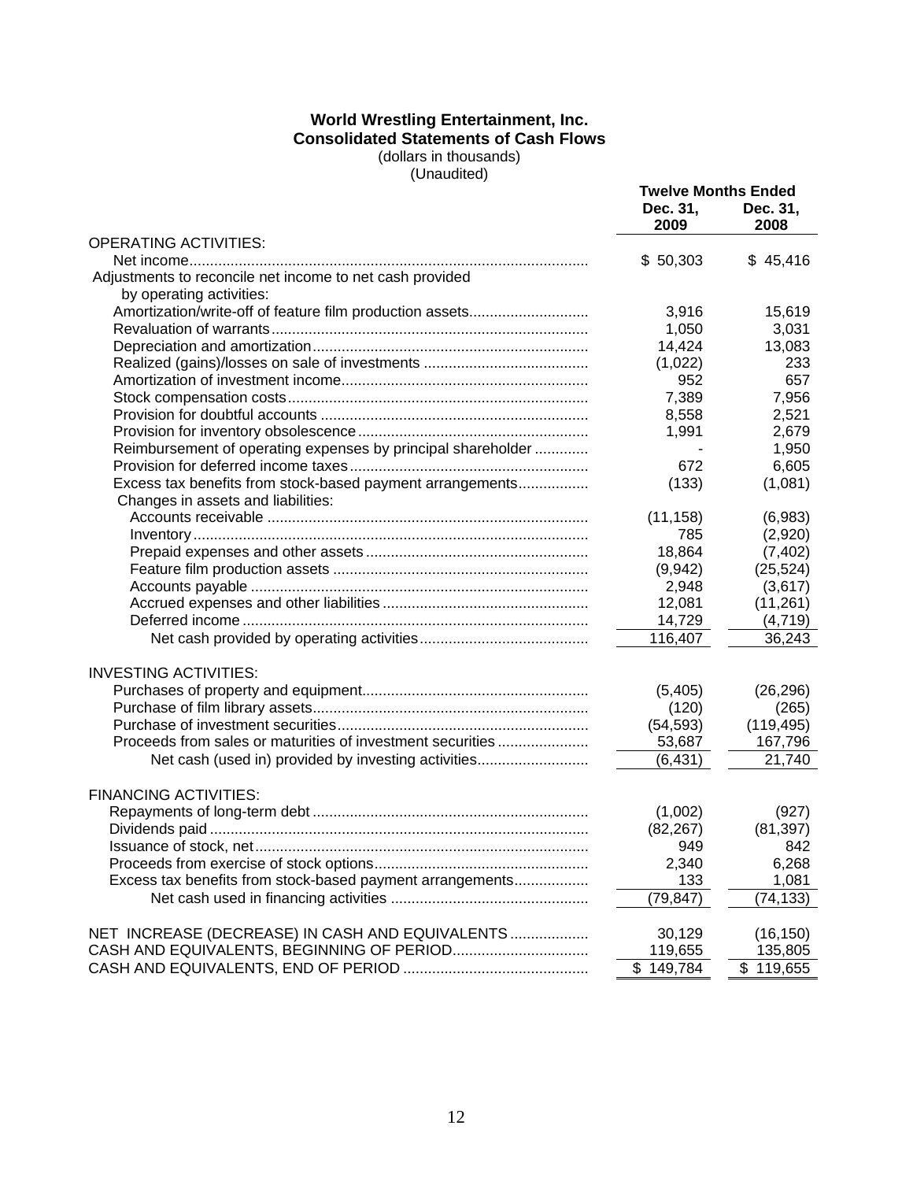# World Wrestling Entertainment, Inc.
## Consolidated Statements of Cash Flows

(dollars in thousands)
(Unaudited)

| | Twelve Months Ended | |
|---|---|---|
| | Dec. 31, 2009 | Dec. 31, 2008 |
| OPERATING ACTIVITIES: | | |
| Net income | $ 50,303 | $ 45,416 |
| Adjustments to reconcile net income to net cash provided by operating activities: | | |
| Amortization/write-off of feature film production assets | 3,916 | 15,619 |
| Revaluation of warrants | 1,050 | 3,031 |
| Depreciation and amortization | 14,424 | 13,083 |
| Realized (gains)/losses on sale of investments | (1,022) | 233 |
| Amortization of investment income | 952 | 657 |
| Stock compensation costs | 7,389 | 7,956 |
| Provision for doubtful accounts | 8,558 | 2,521 |
| Provision for inventory obsolescence | 1,991 | 2,679 |
| Reimbursement of operating expenses by principal shareholder | - | 1,950 |
| Provision for deferred income taxes | 672 | 6,605 |
| Excess tax benefits from stock-based payment arrangements | (133) | (1,081) |
| Changes in assets and liabilities: | | |
| Accounts receivable | (11,158) | (6,983) |
| Inventory | 785 | (2,920) |
| Prepaid expenses and other assets | 18,864 | (7,402) |
| Feature film production assets | (9,942) | (25,524) |
| Accounts payable | 2,948 | (3,617) |
| Accrued expenses and other liabilities | 12,081 | (11,261) |
| Deferred income | 14,729 | (4,719) |
| Net cash provided by operating activities | 116,407 | 36,243 |
| INVESTING ACTIVITIES: | | |
| Purchases of property and equipment | (5,405) | (26,296) |
| Purchase of film library assets | (120) | (265) |
| Purchase of investment securities | (54,593) | (119,495) |
| Proceeds from sales or maturities of investment securities | 53,687 | 167,796 |
| Net cash (used in) provided by investing activities | (6,431) | 21,740 |
| FINANCING ACTIVITIES: | | |
| Repayments of long-term debt | (1,002) | (927) |
| Dividends paid | (82,267) | (81,397) |
| Issuance of stock, net | 949 | 842 |
| Proceeds from exercise of stock options | 2,340 | 6,268 |
| Excess tax benefits from stock-based payment arrangements | 133 | 1,081 |
| Net cash used in financing activities | (79,847) | (74,133) |
| NET INCREASE (DECREASE) IN CASH AND EQUIVALENTS | 30,129 | (16,150) |
| CASH AND EQUIVALENTS, BEGINNING OF PERIOD | 119,655 | 135,805 |
| CASH AND EQUIVALENTS, END OF PERIOD | $ 149,784 | $ 119,655 |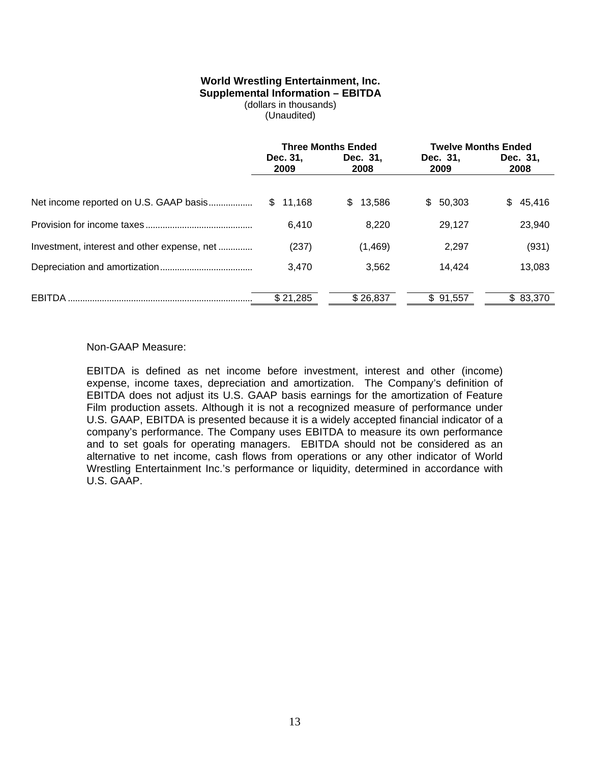**World Wrestling Entertainment, Inc.**
**Supplemental Information – EBITDA**
(dollars in thousands)
(Unaudited)

| | Three Months Ended | | Twelve Months Ended | |
|---|---|---|---|---|
| | Dec. 31, 2009 | Dec. 31, 2008 | Dec. 31, 2009 | Dec. 31, 2008 |
| Net income reported on U.S. GAAP basis | $ 11,168 | $ 13,586 | $ 50,303 | $ 45,416 |
| Provision for income taxes | 6,410 | 8,220 | 29,127 | 23,940 |
| Investment, interest and other expense, net | (237) | (1,469) | 2,297 | (931) |
| Depreciation and amortization | 3,470 | 3,562 | 14,424 | 13,083 |
| EBITDA | $ 21,285 | $ 26,837 | $ 91,557 | $ 83,370 |

Non-GAAP Measure:

EBITDA is defined as net income before investment, interest and other (income) expense, income taxes, depreciation and amortization. The Company's definition of EBITDA does not adjust its U.S. GAAP basis earnings for the amortization of Feature Film production assets. Although it is not a recognized measure of performance under U.S. GAAP, EBITDA is presented because it is a widely accepted financial indicator of a company's performance. The Company uses EBITDA to measure its own performance and to set goals for operating managers. EBITDA should not be considered as an alternative to net income, cash flows from operations or any other indicator of World Wrestling Entertainment Inc.'s performance or liquidity, determined in accordance with U.S. GAAP.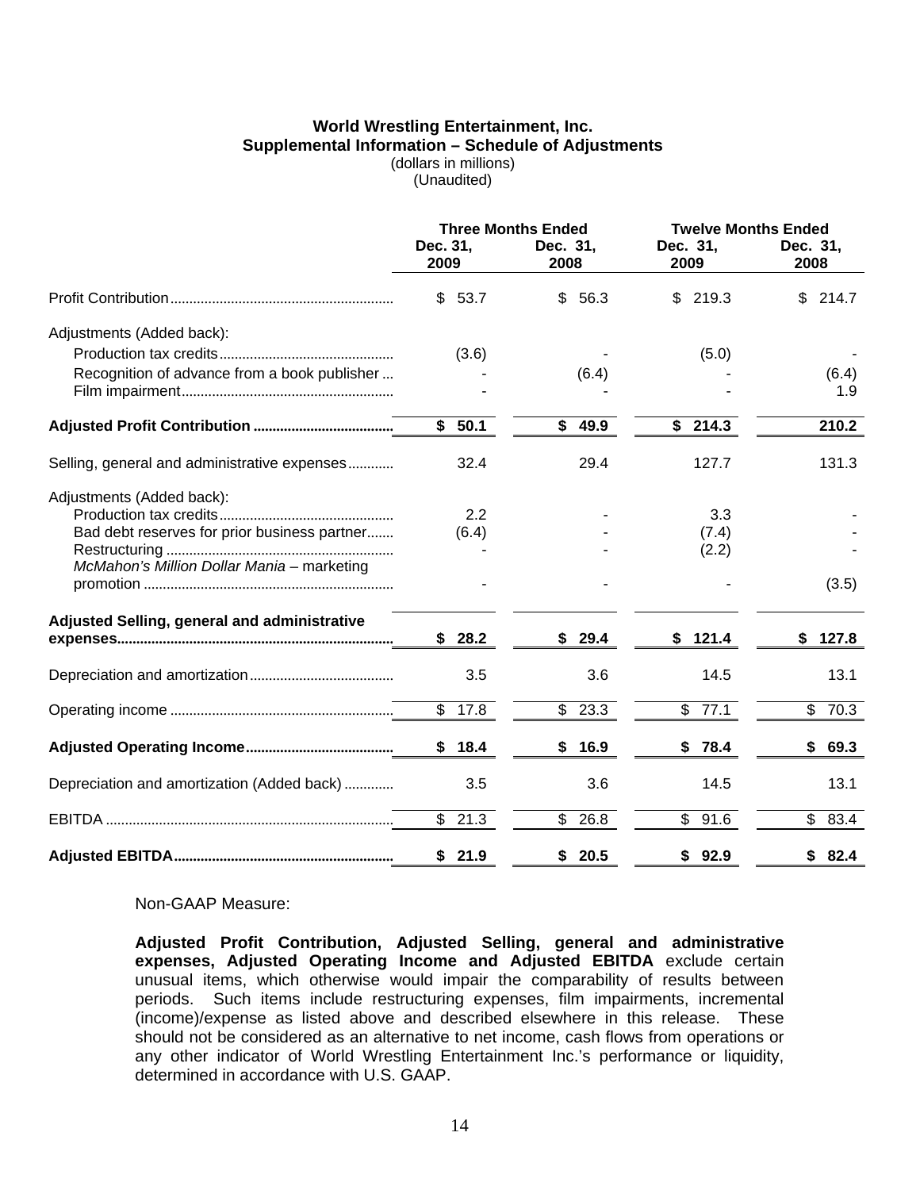**World Wrestling Entertainment, Inc.**
**Supplemental Information – Schedule of Adjustments**
(dollars in millions)
(Unaudited)

| | Three Months Ended | | Twelve Months Ended | |
|---|---|---|---|---|
| | **Dec. 31, 2009** | **Dec. 31, 2008** | **Dec. 31, 2009** | **Dec. 31, 2008** |
| Profit Contribution | $ 53.7 | $ 56.3 | $ 219.3 | $ 214.7 |
| Adjustments (Added back): | | | | |
| Production tax credits | (3.6) | - | (5.0) | - |
| Recognition of advance from a book publisher | - | (6.4) | - | (6.4) |
| Film impairment | - | - | - | 1.9 |
| **Adjusted Profit Contribution** | **$ 50.1** | **$ 49.9** | **$ 214.3** | **210.2** |
| Selling, general and administrative expenses | 32.4 | 29.4 | 127.7 | 131.3 |
| Adjustments (Added back): | | | | |
| Production tax credits | 2.2 | - | 3.3 | - |
| Bad debt reserves for prior business partner | (6.4) | - | (7.4) | - |
| Restructuring | - | - | (2.2) | - |
| *McMahon's Million Dollar Mania* – marketing promotion | - | - | - | (3.5) |
| **Adjusted Selling, general and administrative expenses** | **$ 28.2** | **$ 29.4** | **$ 121.4** | **$ 127.8** |
| Depreciation and amortization | 3.5 | 3.6 | 14.5 | 13.1 |
| Operating income | $ 17.8 | $ 23.3 | $ 77.1 | $ 70.3 |
| **Adjusted Operating Income** | **$ 18.4** | **$ 16.9** | **$ 78.4** | **$ 69.3** |
| Depreciation and amortization (Added back) | 3.5 | 3.6 | 14.5 | 13.1 |
| EBITDA | $ 21.3 | $ 26.8 | $ 91.6 | $ 83.4 |
| **Adjusted EBITDA** | **$ 21.9** | **$ 20.5** | **$ 92.9** | **$ 82.4** |

Non-GAAP Measure:

**Adjusted Profit Contribution, Adjusted Selling, general and administrative expenses, Adjusted Operating Income and Adjusted EBITDA** exclude certain unusual items, which otherwise would impair the comparability of results between periods. Such items include restructuring expenses, film impairments, incremental (income)/expense as listed above and described elsewhere in this release. These should not be considered as an alternative to net income, cash flows from operations or any other indicator of World Wrestling Entertainment Inc.'s performance or liquidity, determined in accordance with U.S. GAAP.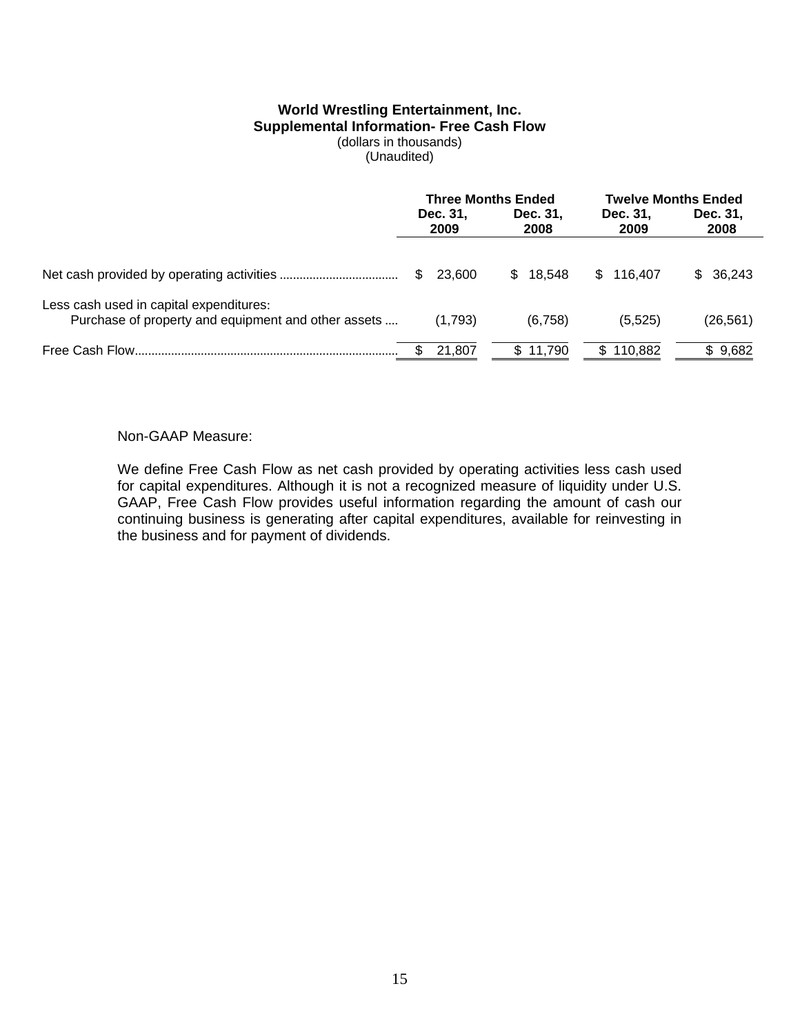**World Wrestling Entertainment, Inc.**
**Supplemental Information- Free Cash Flow**
(dollars in thousands)
(Unaudited)

| | Three Months Ended | | Twelve Months Ended | |
|---|---|---|---|---|
| | **Dec. 31, 2009** | **Dec. 31, 2008** | **Dec. 31, 2009** | **Dec. 31, 2008** |
| Net cash provided by operating activities | $ 23,600 | $ 18,548 | $ 116,407 | $ 36,243 |
| Less cash used in capital expenditures: | | | | |
| Purchase of property and equipment and other assets | (1,793) | (6,758) | (5,525) | (26,561) |
| Free Cash Flow | $ 21,807 | $ 11,790 | $ 110,882 | $ 9,682 |

Non-GAAP Measure:

We define Free Cash Flow as net cash provided by operating activities less cash used for capital expenditures. Although it is not a recognized measure of liquidity under U.S. GAAP, Free Cash Flow provides useful information regarding the amount of cash our continuing business is generating after capital expenditures, available for reinvesting in the business and for payment of dividends.